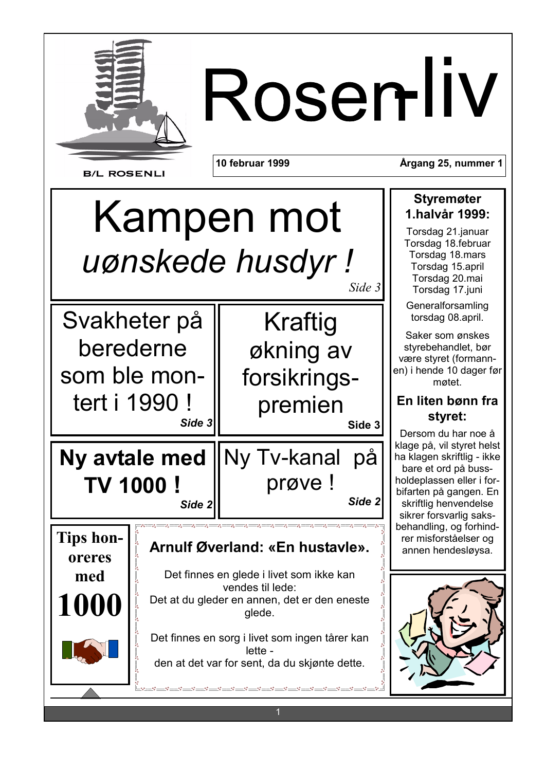B/L ROSENLI

# Rosen-liv

**10 februar 1999** | **Årgang 25, nummer 1**

## Kampen mot *uønskede husdyr !*

*Side 3*

## Svakheter på berederne som ble montert i 1990 !

***Side 3***

## Kraftig økning av forsikringspremien

**Side 3**

## **Ny avtale med TV 1000 !**

***Side 2***

## Ny Tv-kanal på prøve !

***Side 2***

**Tips honoreres med**

# **1000**

### **Arnulf Øverland: «En hustavle».**

Det finnes en glede i livet som ikke kan vendes til lede:
Det at du gleder en annen, det er den eneste glede.

Det finnes en sorg i livet som ingen tårer kan lette -
den at det var for sent, da du skjønte dette.

### **Styremøter 1.halvår 1999:**

Torsdag 21.januar
Torsdag 18.februar
Torsdag 18.mars
Torsdag 15.april
Torsdag 20.mai
Torsdag 17.juni

Generalforsamling torsdag 08.april.

Saker som ønskes styrebehandlet, bør være styret (formannen) i hende 10 dager før møtet.

### **En liten bønn fra styret:**

Dersom du har noe å klage på, vil styret helst ha klagen skriftlig - ikke bare et ord på bussholdeplassen eller i forbifarten på gangen. En skriftlig henvendelse sikrer forsvarlig saksbehandling, og forhindrer misforståelser og annen hendesløysa.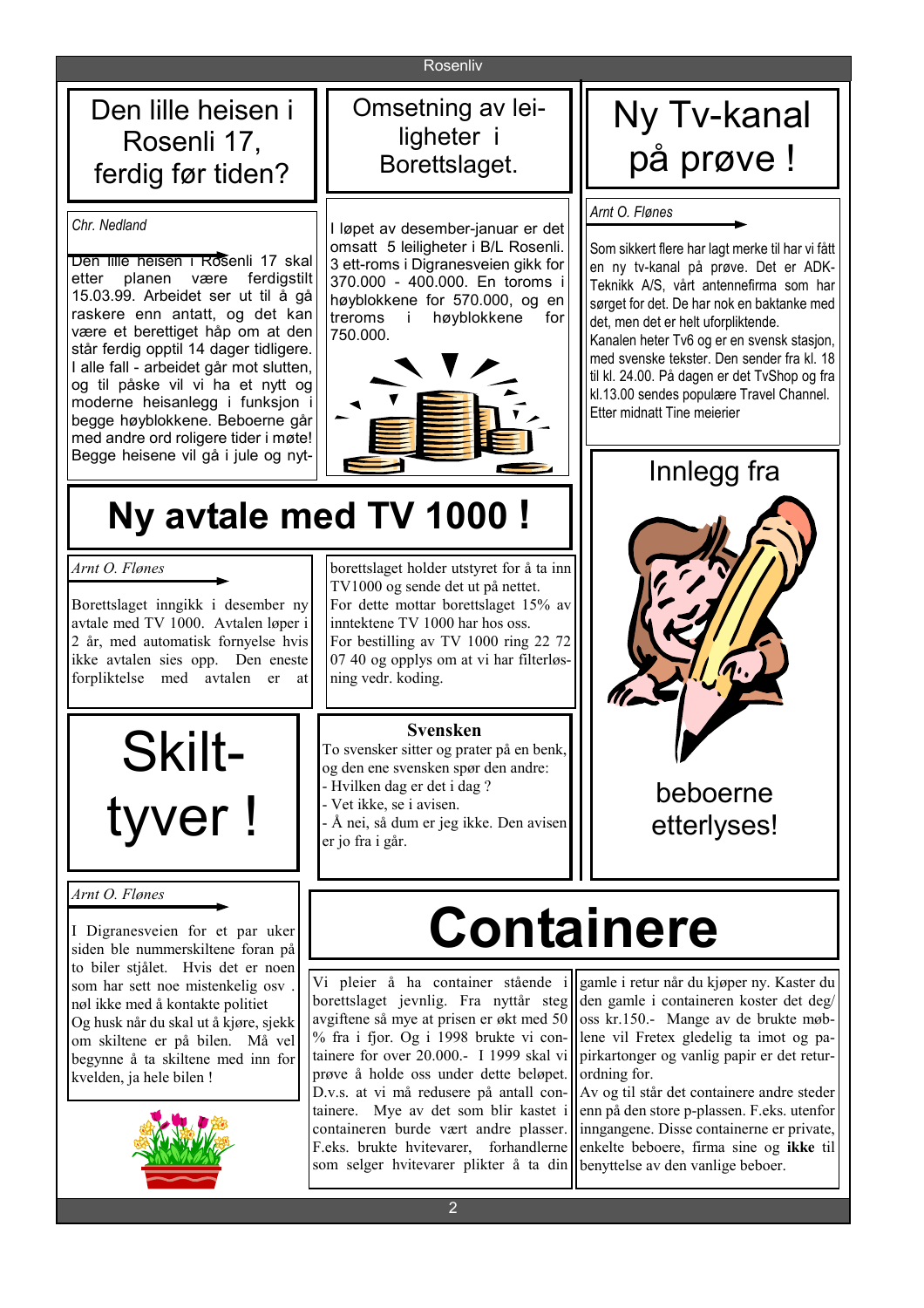## Den lille heisen i Rosenli 17, ferdig før tiden?

*Chr. Nedland*

Den lille heisen i Rosenli 17 skal etter planen være ferdigstilt 15.03.99. Arbeidet ser ut til å gå raskere enn antatt, og det kan være et berettiget håp om at den står ferdig opptil 14 dager tidligere. I alle fall - arbeidet går mot slutten, og til påske vil vi ha et nytt og moderne heisanlegg i funksjon i begge høyblokkene. Beboerne går med andre ord roligere tider i møte! Begge heisene vil gå i jule og nyt-

## Omsetning av leiligheter i Borettslaget.

I løpet av desember-januar er det omsatt 5 leiligheter i B/L Rosenli. 3 ett-roms i Digranesveien gikk for 370.000 - 400.000. En toroms i høyblokkene for 570.000, og en treroms i høyblokkene for 750.000.

## Ny Tv-kanal på prøve !

*Arnt O. Flønes*

Som sikkert flere har lagt merke til har vi fått en ny tv-kanal på prøve. Det er ADK-Teknikk A/S, vårt antennefirma som har sørget for det. De har nok en baktanke med det, men det er helt uforpliktende.
Kanalen heter Tv6 og er en svensk stasjon, med svenske tekster. Den sender fra kl. 18 til kl. 24.00. På dagen er det TvShop og fra kl.13.00 sendes populære Travel Channel. Etter midnatt Tine meierier

## Ny avtale med TV 1000 !

*Arnt O. Flønes*

Borettslaget inngikk i desember ny avtale med TV 1000. Avtalen løper i 2 år, med automatisk fornyelse hvis ikke avtalen sies opp. Den eneste forpliktelse med avtalen er at borettslaget holder utstyret for å ta inn TV1000 og sende det ut på nettet.
For dette mottar borettslaget 15% av inntektene TV 1000 har hos oss.
For bestilling av TV 1000 ring 22 72 07 40 og opplys om at vi har filterløsning vedr. koding.

## Innlegg fra beboerne etterlyses!

## Skilt-tyver !

*Arnt O. Flønes*

I Digranesveien for et par uker siden ble nummerskiltene foran på to biler stjålet. Hvis det er noen som har sett noe mistenkelig osv . nøl ikke med å kontakte politiet
Og husk når du skal ut å kjøre, sjekk om skiltene er på bilen. Må vel begynne å ta skiltene med inn for kvelden, ja hele bilen !

### Svensken

To svensker sitter og prater på en benk, og den ene svensken spør den andre:
- Hvilken dag er det i dag ?
- Vet ikke, se i avisen.
- Å nei, så dum er jeg ikke. Den avisen er jo fra i går.

## Containere

Vi pleier å ha container stående i borettslaget jevnlig. Fra nyttår steg avgiftene så mye at prisen er økt med 50 % fra i fjor. Og i 1998 brukte vi containere for over 20.000.- I 1999 skal vi prøve å holde oss under dette beløpet. D.v.s. at vi må redusere på antall containere. Mye av det som blir kastet i containeren burde vært andre plasser. F.eks. brukte hvitevarer, forhandlerne som selger hvitevarer plikter å ta din gamle i retur når du kjøper ny. Kaster du den gamle i containeren koster det deg/oss kr.150.- Mange av de brukte møblene vil Fretex gledelig ta imot og papirkartonger og vanlig papir er det returordning for.
Av og til står det containere andre steder enn på den store p-plassen. F.eks. utenfor inngangene. Disse containerne er private, enkelte beboere, firma sine og **ikke** til benyttelse av den vanlige beboer.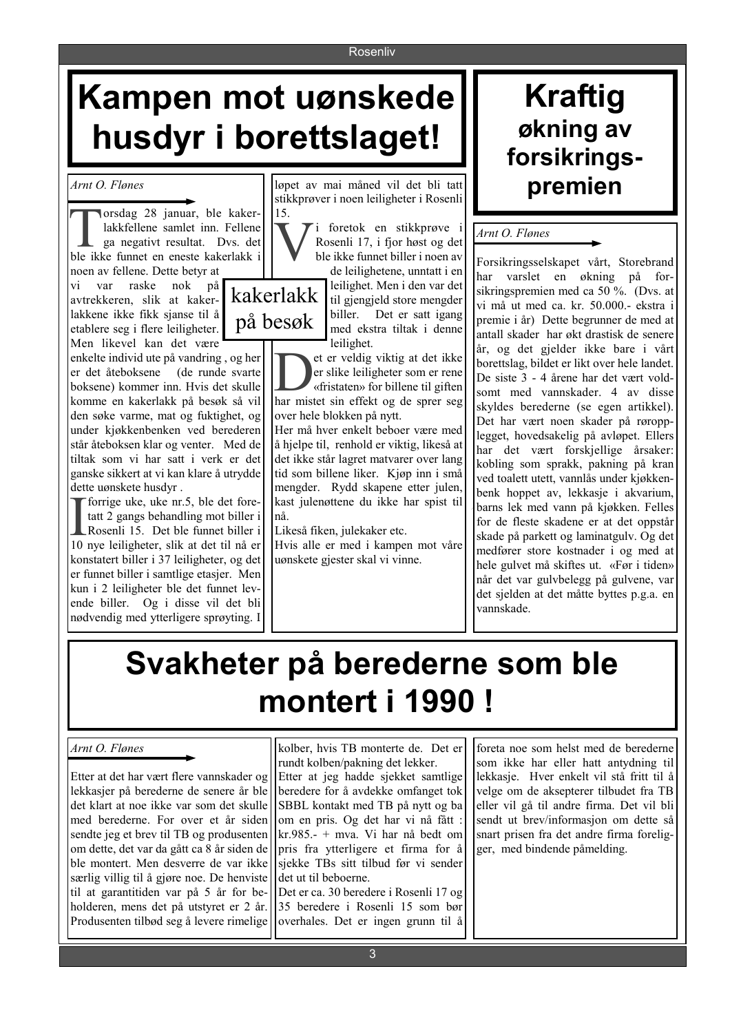# Kampen mot uønskede husdyr i borettslaget!

*Arnt O. Flønes*

Torsdag 28 januar, ble kakerlakkfellene samlet inn. Fellene ga negativt resultat. Dvs. det ble ikke funnet en eneste kakerlakk i noen av fellene. Dette betyr at vi var raske nok på avtrekkeren, slik at kakerlakkene ikke fikk sjanse til å etablere seg i flere leiligheter. Men likevel kan det være enkelte individ ute på vandring , og her er det åteboksene (de runde svarte boksene) kommer inn. Hvis det skulle komme en kakerlakk på besøk så vil den søke varme, mat og fuktighet, og under kjøkkenbenken ved berederen står åteboksen klar og venter. Med de tiltak som vi har satt i verk er det ganske sikkert at vi kan klare å utrydde dette uønskete husdyr .

kakerlakk på besøk

I forrige uke, uke nr.5, ble det foretatt 2 gangs behandling mot biller i Rosenli 15. Det ble funnet biller i 10 nye leiligheter, slik at det til nå er konstatert biller i 37 leiligheter, og det er funnet biller i samtlige etasjer. Men kun i 2 leiligheter ble det funnet levende biller. Og i disse vil det bli nødvendig med ytterligere sprøyting. I løpet av mai måned vil det bli tatt stikkprøver i noen leiligheter i Rosenli 15.

Vi foretok en stikkprøve i Rosenli 17, i fjor høst og det ble ikke funnet biller i noen av de leilighetene, unntatt i en leilighet. Men i den var det til gjengjeld store mengder biller. Det er satt igang med ekstra tiltak i denne leilighet.

Det er veldig viktig at det ikke er slike leiligheter som er rene «fristaten» for billene til giften har mistet sin effekt og de sprer seg over hele blokken på nytt.

Her må hver enkelt beboer være med å hjelpe til, renhold er viktig, likeså at det ikke står lagret matvarer over lang tid som billene liker. Kjøp inn i små mengder. Rydd skapene etter julen, kast julenøttene du ikke har spist til nå.

Likeså fiken, julekaker etc.

Hvis alle er med i kampen mot våre uønskete gjester skal vi vinne.

# Kraftig økning av forsikrings-premien

*Arnt O. Flønes*

Forsikringsselskapet vårt, Storebrand har varslet en økning på forsikringspremien med ca 50 %. (Dvs. at vi må ut med ca. kr. 50.000.- ekstra i premie i år) Dette begrunner de med at antall skader har økt drastisk de senere år, og det gjelder ikke bare i vårt borettslag, bildet er likt over hele landet. De siste 3 - 4 årene har det vært voldsomt med vannskader. 4 av disse skyldes berederne (se egen artikkel). Det har vært noen skader på røropplegget, hovedsakelig på avløpet. Ellers har det vært forskjellige årsaker: kobling som sprakk, pakning på kran ved toalett utett, vannlås under kjøkkenbenk hoppet av, lekkasje i akvarium, barns lek med vann på kjøkken. Felles for de fleste skadene er at det oppstår skade på parkett og laminatgulv. Og det medfører store kostnader i og med at hele gulvet må skiftes ut. «Før i tiden» når det var gulvbelegg på gulvene, var det sjelden at det måtte byttes p.g.a. en vannskade.

# Svakheter på berederne som ble montert i 1990 !

*Arnt O. Flønes*

Etter at det har vært flere vannskader og lekkasjer på berederne de senere år ble det klart at noe ikke var som det skulle med berederne. For over et år siden sendte jeg et brev til TB og produsenten om dette, det var da gått ca 8 år siden de ble montert. Men desverre de var ikke særlig villig til å gjøre noe. De henviste til at garantitiden var på 5 år for beholderen, mens det på utstyret er 2 år. Produsenten tilbød seg å levere rimelige kolber, hvis TB monterte de. Det er rundt kolben/pakning det lekker.

Etter at jeg hadde sjekket samtlige beredere for å avdekke omfanget tok SBBL kontakt med TB på nytt og ba om en pris. Og det har vi nå fått : kr.985.- + mva. Vi har nå bedt om pris fra ytterligere et firma for å sjekke TBs sitt tilbud før vi sender det ut til beboerne.

Det er ca. 30 beredere i Rosenli 17 og 35 beredere i Rosenli 15 som bør overhales. Det er ingen grunn til å foreta noe som helst med de berederne som ikke har eller hatt antydning til lekkasje. Hver enkelt vil stå fritt til å velge om de aksepterer tilbudet fra TB eller vil gå til andre firma. Det vil bli sendt ut brev/informasjon om dette så snart prisen fra det andre firma foreligger, med bindende påmelding.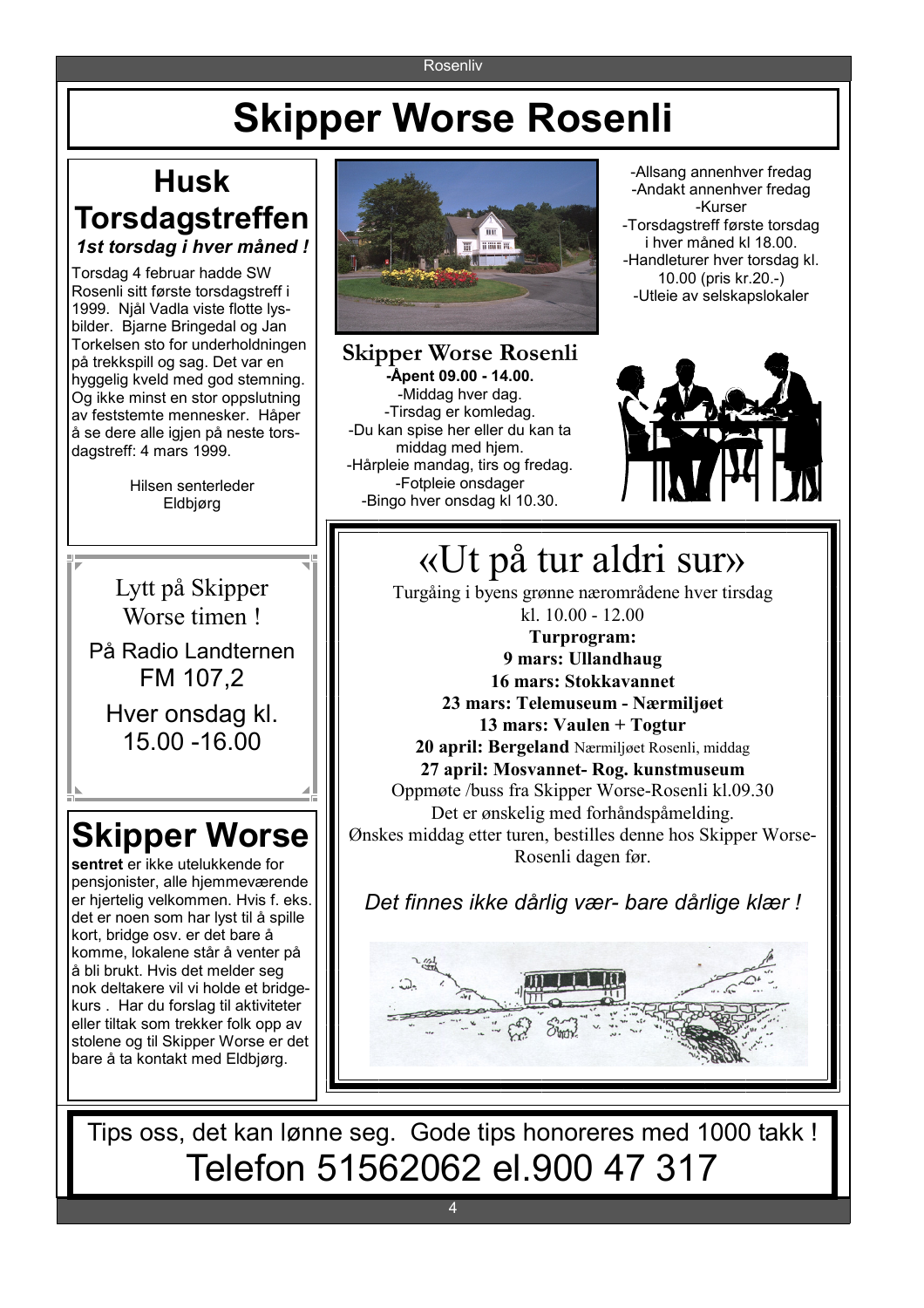# Skipper Worse Rosenli

## Husk Torsdagstreffen

***1st torsdag i hver måned !***

Torsdag 4 februar hadde SW Rosenli sitt første torsdagstreff i 1999. Njål Vadla viste flotte lys-bilder. Bjarne Bringedal og Jan Torkelsen sto for underholdningen på trekkspill og sag. Det var en hyggelig kveld med god stemning. Og ikke minst en stor oppslutning av feststemte mennesker. Håper å se dere alle igjen på neste tors-dagstreff: 4 mars 1999.

Hilsen senterleder
Eldbjørg

**Skipper Worse Rosenli**

**-Åpent 09.00 - 14.00.**
-Middag hver dag.
-Tirsdag er komledag.
-Du kan spise her eller du kan ta middag med hjem.
-Hårpleie mandag, tirs og fredag.
-Fotpleie onsdager
-Bingo hver onsdag kl 10.30.

-Allsang annenhver fredag
-Andakt annenhver fredag
-Kurser
-Torsdagstreff første torsdag i hver måned kl 18.00.
-Handleturer hver torsdag kl. 10.00 (pris kr.20.-)
-Utleie av selskapslokaler

Lytt på Skipper Worse timen !

På Radio Landternen FM 107,2

Hver onsdag kl. 15.00 -16.00

## Skipper Worse

**sentret** er ikke utelukkende for pensjonister, alle hjemmeværende er hjertelig velkommen. Hvis f. eks. det er noen som har lyst til å spille kort, bridge osv. er det bare å komme, lokalene står å venter på å bli brukt. Hvis det melder seg nok deltakere vil vi holde et bridge-kurs . Har du forslag til aktiviteter eller tiltak som trekker folk opp av stolene og til Skipper Worse er det bare å ta kontakt med Eldbjørg.

## «Ut på tur aldri sur»

Turgåing i byens grønne nærområdene hver tirsdag kl. 10.00 - 12.00

**Turprogram:**

**9 mars: Ullandhaug**
**16 mars: Stokkavannet**
**23 mars: Telemuseum - Nærmiljøet**
**13 mars: Vaulen + Togtur**
**20 april: Bergeland** Nærmiljøet Rosenli, middag
**27 april: Mosvannet- Rog. kunstmuseum**

Oppmøte /buss fra Skipper Worse-Rosenli kl.09.30
Det er ønskelig med forhåndspåmelding.
Ønskes middag etter turen, bestilles denne hos Skipper Worse-Rosenli dagen før.

*Det finnes ikke dårlig vær- bare dårlige klær !*

Tips oss, det kan lønne seg. Gode tips honoreres med 1000 takk !

Telefon 51562062 el.900 47 317